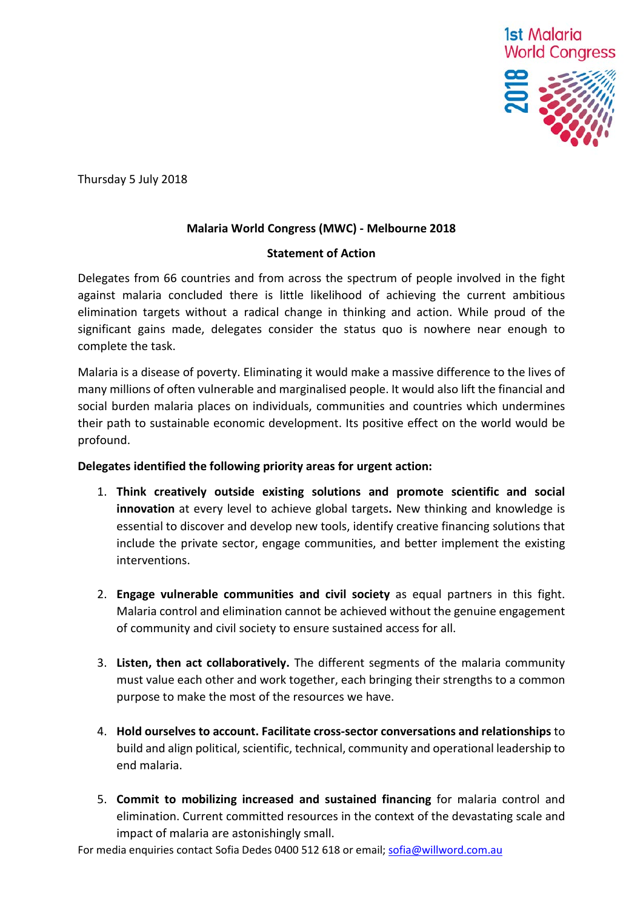1st Malaria World Congress 2018

Thursday 5 July 2018

**Malaria World Congress (MWC) - Melbourne 2018**

**Statement of Action**

Delegates from 66 countries and from across the spectrum of people involved in the fight against malaria concluded there is little likelihood of achieving the current ambitious elimination targets without a radical change in thinking and action. While proud of the significant gains made, delegates consider the status quo is nowhere near enough to complete the task.

Malaria is a disease of poverty. Eliminating it would make a massive difference to the lives of many millions of often vulnerable and marginalised people. It would also lift the financial and social burden malaria places on individuals, communities and countries which undermines their path to sustainable economic development. Its positive effect on the world would be profound.

**Delegates identified the following priority areas for urgent action:**

1. **Think creatively outside existing solutions and promote scientific and social innovation** at every level to achieve global targets**.** New thinking and knowledge is essential to discover and develop new tools, identify creative financing solutions that include the private sector, engage communities, and better implement the existing interventions.

2. **Engage vulnerable communities and civil society** as equal partners in this fight. Malaria control and elimination cannot be achieved without the genuine engagement of community and civil society to ensure sustained access for all.

3. **Listen, then act collaboratively.** The different segments of the malaria community must value each other and work together, each bringing their strengths to a common purpose to make the most of the resources we have.

4. **Hold ourselves to account. Facilitate cross-sector conversations and relationships** to build and align political, scientific, technical, community and operational leadership to end malaria.

5. **Commit to mobilizing increased and sustained financing** for malaria control and elimination. Current committed resources in the context of the devastating scale and impact of malaria are astonishingly small.

For media enquiries contact Sofia Dedes 0400 512 618 or email; sofia@willword.com.au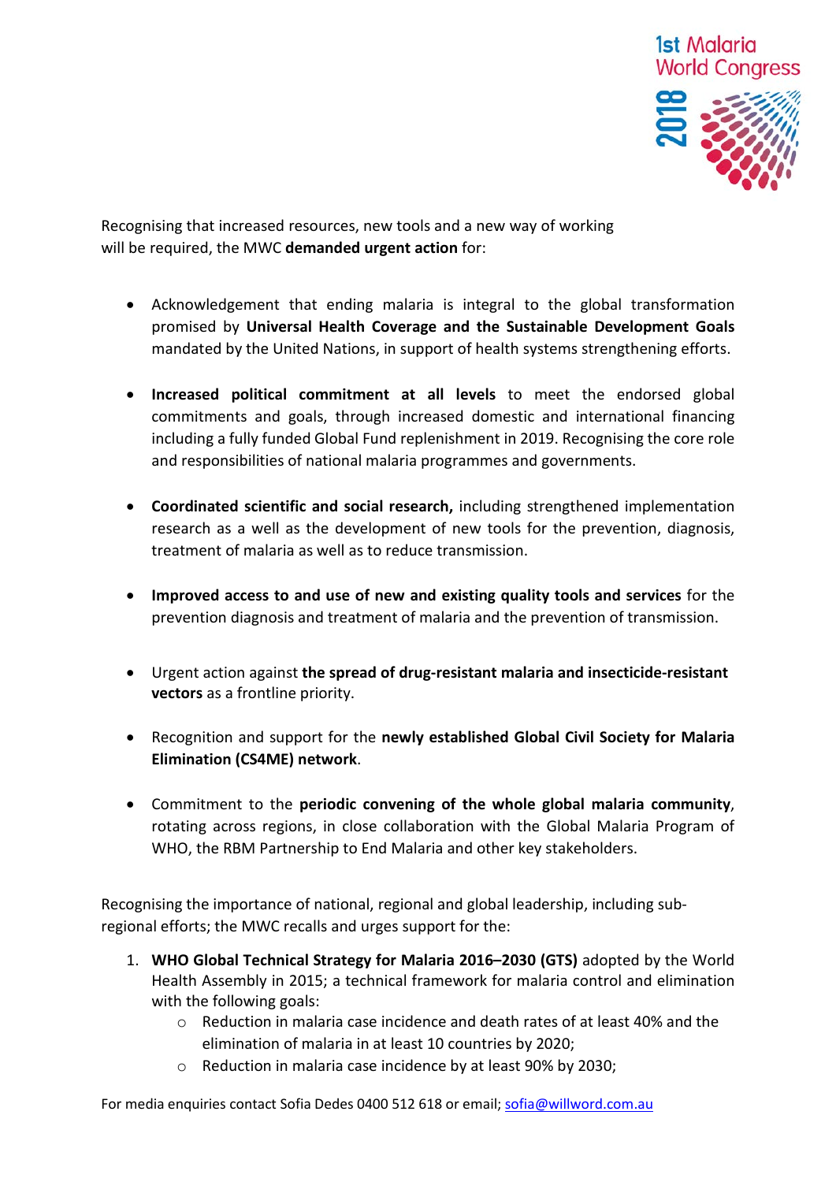Recognising that increased resources, new tools and a new way of working will be required, the MWC **demanded urgent action** for:

- Acknowledgement that ending malaria is integral to the global transformation promised by **Universal Health Coverage and the Sustainable Development Goals** mandated by the United Nations, in support of health systems strengthening efforts.

- **Increased political commitment at all levels** to meet the endorsed global commitments and goals, through increased domestic and international financing including a fully funded Global Fund replenishment in 2019. Recognising the core role and responsibilities of national malaria programmes and governments.

- **Coordinated scientific and social research,** including strengthened implementation research as a well as the development of new tools for the prevention, diagnosis, treatment of malaria as well as to reduce transmission.

- **Improved access to and use of new and existing quality tools and services** for the prevention diagnosis and treatment of malaria and the prevention of transmission.

- Urgent action against **the spread of drug-resistant malaria and insecticide-resistant vectors** as a frontline priority.

- Recognition and support for the **newly established Global Civil Society for Malaria Elimination (CS4ME) network**.

- Commitment to the **periodic convening of the whole global malaria community**, rotating across regions, in close collaboration with the Global Malaria Program of WHO, the RBM Partnership to End Malaria and other key stakeholders.

Recognising the importance of national, regional and global leadership, including sub-regional efforts; the MWC recalls and urges support for the:

1. **WHO Global Technical Strategy for Malaria 2016–2030 (GTS)** adopted by the World Health Assembly in 2015; a technical framework for malaria control and elimination with the following goals:
    - Reduction in malaria case incidence and death rates of at least 40% and the elimination of malaria in at least 10 countries by 2020;
    - Reduction in malaria case incidence by at least 90% by 2030;

For media enquiries contact Sofia Dedes 0400 512 618 or email; sofia@willword.com.au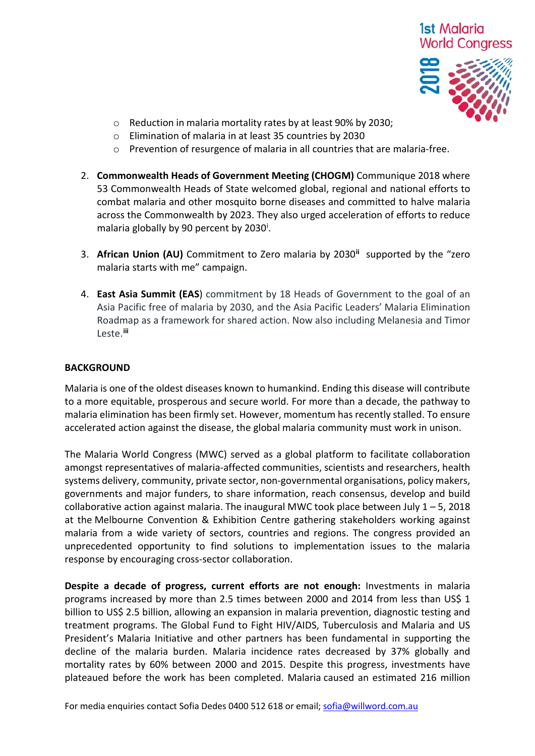- Reduction in malaria mortality rates by at least 90% by 2030;
- Elimination of malaria in at least 35 countries by 2030
- Prevention of resurgence of malaria in all countries that are malaria-free.

2. **Commonwealth Heads of Government Meeting (CHOGM)** Communique 2018 where 53 Commonwealth Heads of State welcomed global, regional and national efforts to combat malaria and other mosquito borne diseases and committed to halve malaria across the Commonwealth by 2023. They also urged acceleration of efforts to reduce malaria globally by 90 percent by 2030[i].

3. **African Union (AU)** Commitment to Zero malaria by 2030[ii] supported by the "zero malaria starts with me" campaign.

4. **East Asia Summit (EAS)** commitment by 18 Heads of Government to the goal of an Asia Pacific free of malaria by 2030, and the Asia Pacific Leaders' Malaria Elimination Roadmap as a framework for shared action. Now also including Melanesia and Timor Leste.[iii]

**BACKGROUND**

Malaria is one of the oldest diseases known to humankind. Ending this disease will contribute to a more equitable, prosperous and secure world. For more than a decade, the pathway to malaria elimination has been firmly set. However, momentum has recently stalled. To ensure accelerated action against the disease, the global malaria community must work in unison.

The Malaria World Congress (MWC) served as a global platform to facilitate collaboration amongst representatives of malaria-affected communities, scientists and researchers, health systems delivery, community, private sector, non-governmental organisations, policy makers, governments and major funders, to share information, reach consensus, develop and build collaborative action against malaria. The inaugural MWC took place between July 1 – 5, 2018 at the Melbourne Convention & Exhibition Centre gathering stakeholders working against malaria from a wide variety of sectors, countries and regions. The congress provided an unprecedented opportunity to find solutions to implementation issues to the malaria response by encouraging cross-sector collaboration.

**Despite a decade of progress, current efforts are not enough:** Investments in malaria programs increased by more than 2.5 times between 2000 and 2014 from less than US$ 1 billion to US$ 2.5 billion, allowing an expansion in malaria prevention, diagnostic testing and treatment programs. The Global Fund to Fight HIV/AIDS, Tuberculosis and Malaria and US President's Malaria Initiative and other partners has been fundamental in supporting the decline of the malaria burden. Malaria incidence rates decreased by 37% globally and mortality rates by 60% between 2000 and 2015. Despite this progress, investments have plateaued before the work has been completed. Malaria caused an estimated 216 million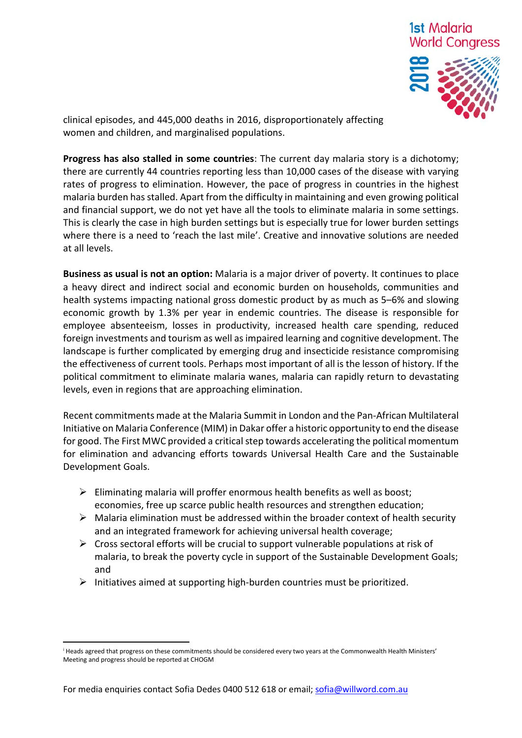clinical episodes, and 445,000 deaths in 2016, disproportionately affecting women and children, and marginalised populations.

**Progress has also stalled in some countries**: The current day malaria story is a dichotomy; there are currently 44 countries reporting less than 10,000 cases of the disease with varying rates of progress to elimination. However, the pace of progress in countries in the highest malaria burden has stalled. Apart from the difficulty in maintaining and even growing political and financial support, we do not yet have all the tools to eliminate malaria in some settings. This is clearly the case in high burden settings but is especially true for lower burden settings where there is a need to 'reach the last mile'. Creative and innovative solutions are needed at all levels.

**Business as usual is not an option:** Malaria is a major driver of poverty. It continues to place a heavy direct and indirect social and economic burden on households, communities and health systems impacting national gross domestic product by as much as 5–6% and slowing economic growth by 1.3% per year in endemic countries. The disease is responsible for employee absenteeism, losses in productivity, increased health care spending, reduced foreign investments and tourism as well as impaired learning and cognitive development. The landscape is further complicated by emerging drug and insecticide resistance compromising the effectiveness of current tools. Perhaps most important of all is the lesson of history. If the political commitment to eliminate malaria wanes, malaria can rapidly return to devastating levels, even in regions that are approaching elimination.

Recent commitments made at the Malaria Summit in London and the Pan-African Multilateral Initiative on Malaria Conference (MIM) in Dakar offer a historic opportunity to end the disease for good. The First MWC provided a critical step towards accelerating the political momentum for elimination and advancing efforts towards Universal Health Care and the Sustainable Development Goals.

- Eliminating malaria will proffer enormous health benefits as well as boost; economies, free up scarce public health resources and strengthen education;
- Malaria elimination must be addressed within the broader context of health security and an integrated framework for achieving universal health coverage;
- Cross sectoral efforts will be crucial to support vulnerable populations at risk of malaria, to break the poverty cycle in support of the Sustainable Development Goals; and
- Initiatives aimed at supporting high-burden countries must be prioritized.

---

[i] Heads agreed that progress on these commitments should be considered every two years at the Commonwealth Health Ministers' Meeting and progress should be reported at CHOGM

For media enquiries contact Sofia Dedes 0400 512 618 or email; sofia@willword.com.au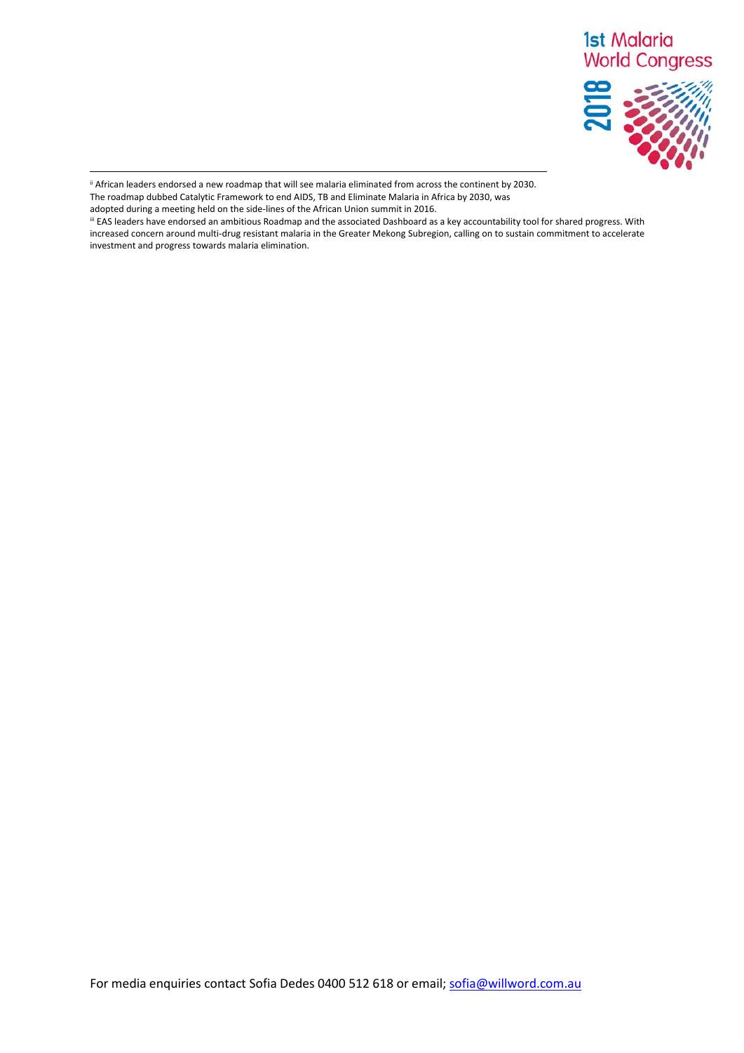[ii] African leaders endorsed a new roadmap that will see malaria eliminated from across the continent by 2030. The roadmap dubbed Catalytic Framework to end AIDS, TB and Eliminate Malaria in Africa by 2030, was adopted during a meeting held on the side-lines of the African Union summit in 2016.

[iii] EAS leaders have endorsed an ambitious Roadmap and the associated Dashboard as a key accountability tool for shared progress. With increased concern around multi-drug resistant malaria in the Greater Mekong Subregion, calling on to sustain commitment to accelerate investment and progress towards malaria elimination.

For media enquiries contact Sofia Dedes 0400 512 618 or email; sofia@willword.com.au